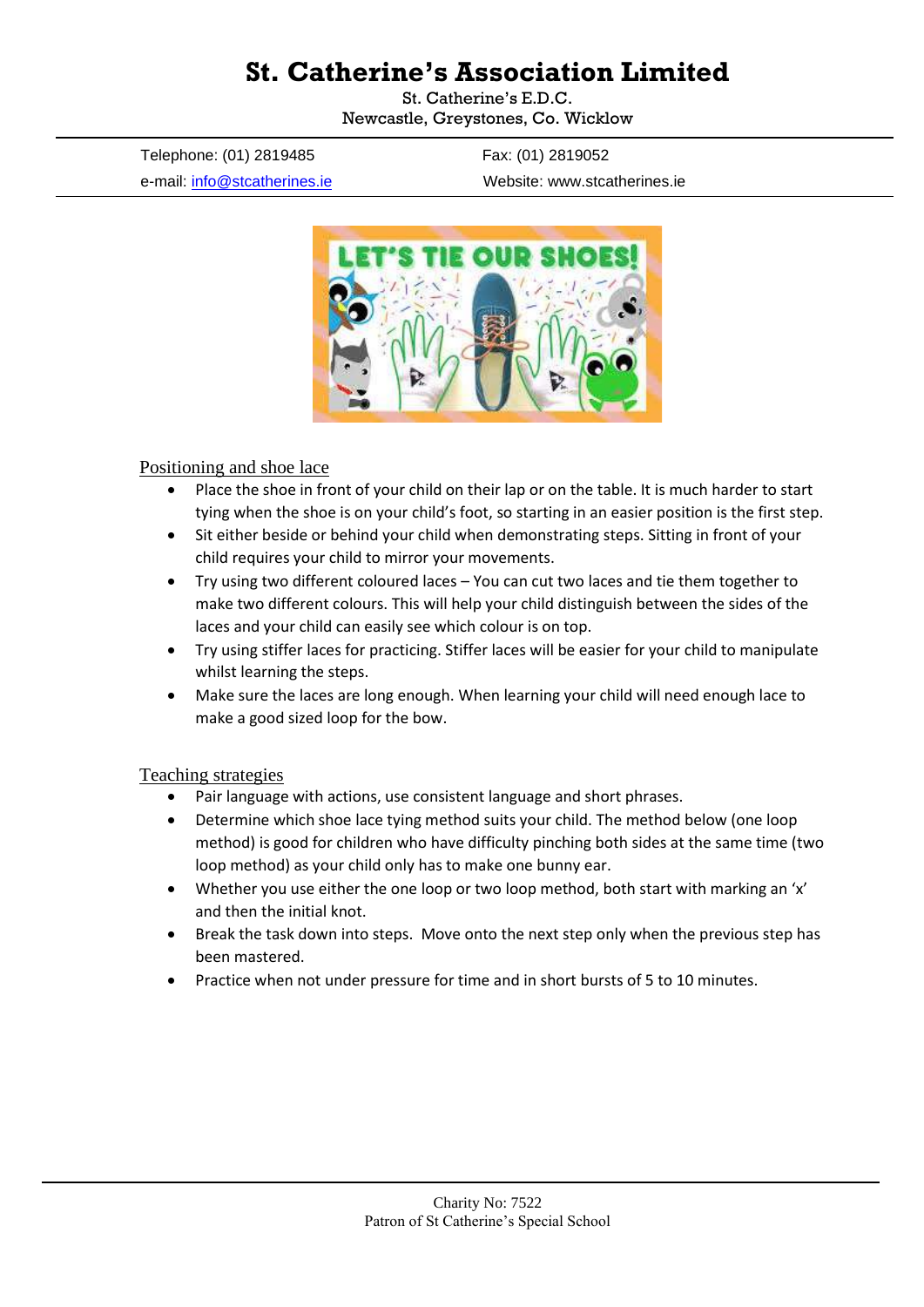# St. Catherine's Association Limited

St. Catherine's E.D.C.
Newcastle, Greystones, Co. Wicklow

Telephone: (01) 2819485 Fax: (01) 2819052
e-mail: info@stcatherines.ie Website: www.stcatherines.ie

## Positioning and shoe lace

- Place the shoe in front of your child on their lap or on the table. It is much harder to start tying when the shoe is on your child's foot, so starting in an easier position is the first step.
- Sit either beside or behind your child when demonstrating steps. Sitting in front of your child requires your child to mirror your movements.
- Try using two different coloured laces – You can cut two laces and tie them together to make two different colours. This will help your child distinguish between the sides of the laces and your child can easily see which colour is on top.
- Try using stiffer laces for practicing. Stiffer laces will be easier for your child to manipulate whilst learning the steps.
- Make sure the laces are long enough. When learning your child will need enough lace to make a good sized loop for the bow.

## Teaching strategies

- Pair language with actions, use consistent language and short phrases.
- Determine which shoe lace tying method suits your child. The method below (one loop method) is good for children who have difficulty pinching both sides at the same time (two loop method) as your child only has to make one bunny ear.
- Whether you use either the one loop or two loop method, both start with marking an 'x' and then the initial knot.
- Break the task down into steps. Move onto the next step only when the previous step has been mastered.
- Practice when not under pressure for time and in short bursts of 5 to 10 minutes.

Charity No: 7522
Patron of St Catherine's Special School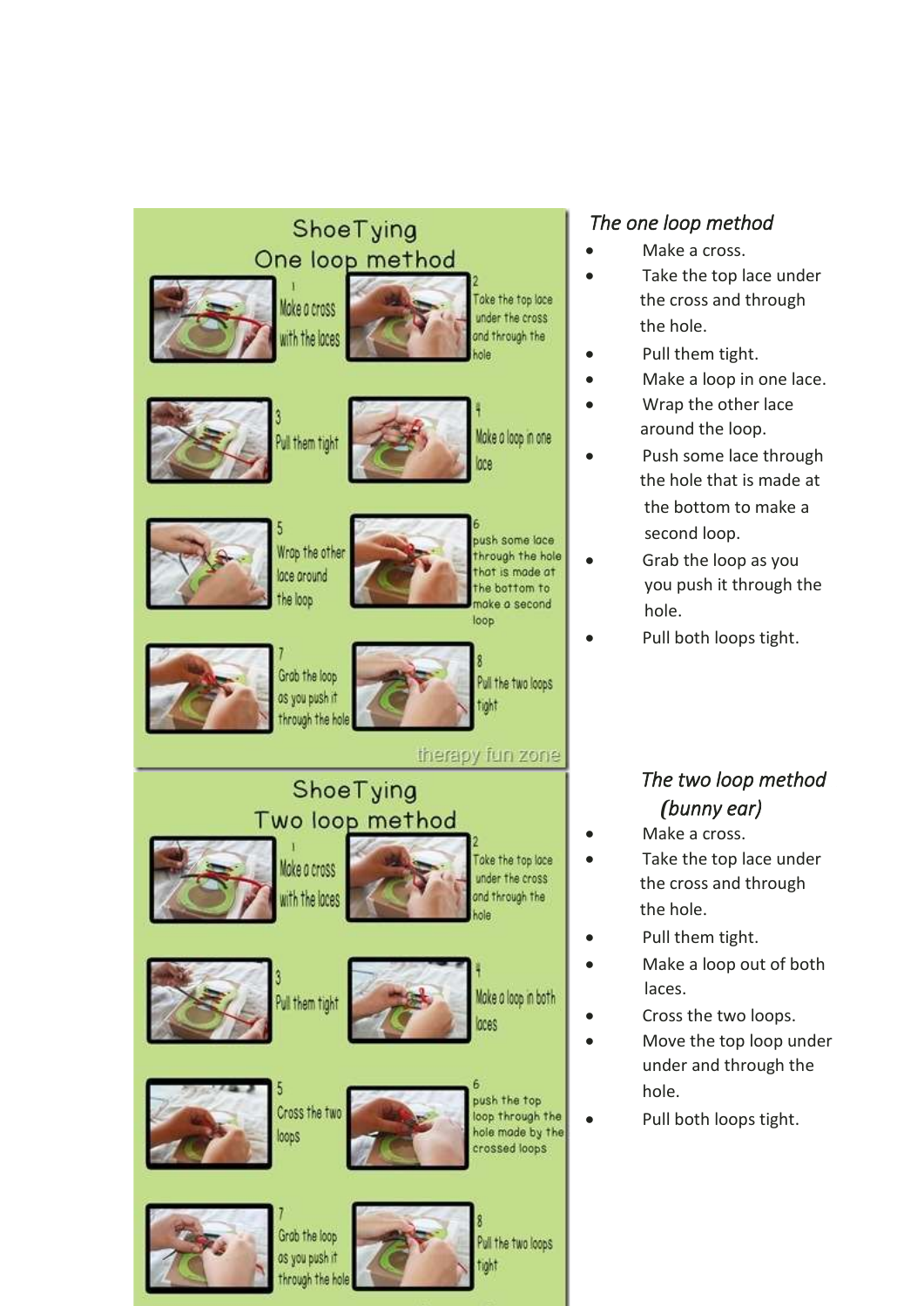## ShoeTying One loop method

1 Make a cross with the laces

2 Take the top lace under the cross and through the hole

3 Pull them tight

4 Make a loop in one lace

5 Wrap the other lace around the loop

6 push some lace through the hole that is made at the bottom to make a second loop

7 Grab the loop as you push it through the hole

8 Pull the two loops tight

therapy fun zone

## ShoeTying Two loop method

1 Make a cross with the laces

2 Take the top lace under the cross and through the hole

3 Pull them tight

4 Make a loop in both laces

5 Cross the two loops

6 push the top loop through the hole made by the crossed loops

7 Grab the loop as you push it through the hole

8 Pull the two loops tight

*The one loop method*

- Make a cross.
- Take the top lace under the cross and through the hole.
- Pull them tight.
- Make a loop in one lace.
- Wrap the other lace around the loop.
- Push some lace through the hole that is made at the bottom to make a second loop.
- Grab the loop as you you push it through the hole.
- Pull both loops tight.

*The two loop method (bunny ear)*

- Make a cross.
- Take the top lace under the cross and through the hole.
- Pull them tight.
- Make a loop out of both laces.
- Cross the two loops.
- Move the top loop under under and through the hole.
- Pull both loops tight.